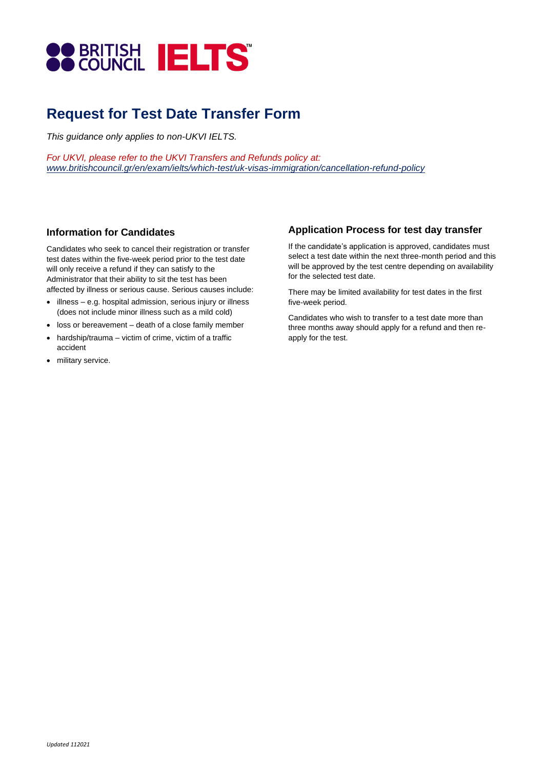BRITISH COUNCIL IELTS™

# Request for Test Date Transfer Form

*This guidance only applies to non-UKVI IELTS.*

*For UKVI, please refer to the UKVI Transfers and Refunds policy at: [www.britishcouncil.gr/en/exam/ielts/which-test/uk-visas-immigration/cancellation-refund-policy](http://www.britishcouncil.gr/en/exam/ielts/which-test/uk-visas-immigration/cancellation-refund-policy)*

### Information for Candidates

Candidates who seek to cancel their registration or transfer test dates within the five-week period prior to the test date will only receive a refund if they can satisfy to the Administrator that their ability to sit the test has been affected by illness or serious cause. Serious causes include:

- illness – e.g. hospital admission, serious injury or illness (does not include minor illness such as a mild cold)
- loss or bereavement – death of a close family member
- hardship/trauma – victim of crime, victim of a traffic accident
- military service.

### Application Process for test day transfer

If the candidate's application is approved, candidates must select a test date within the next three-month period and this will be approved by the test centre depending on availability for the selected test date.

There may be limited availability for test dates in the first five-week period.

Candidates who wish to transfer to a test date more than three months away should apply for a refund and then re-apply for the test.

*Updated 112021*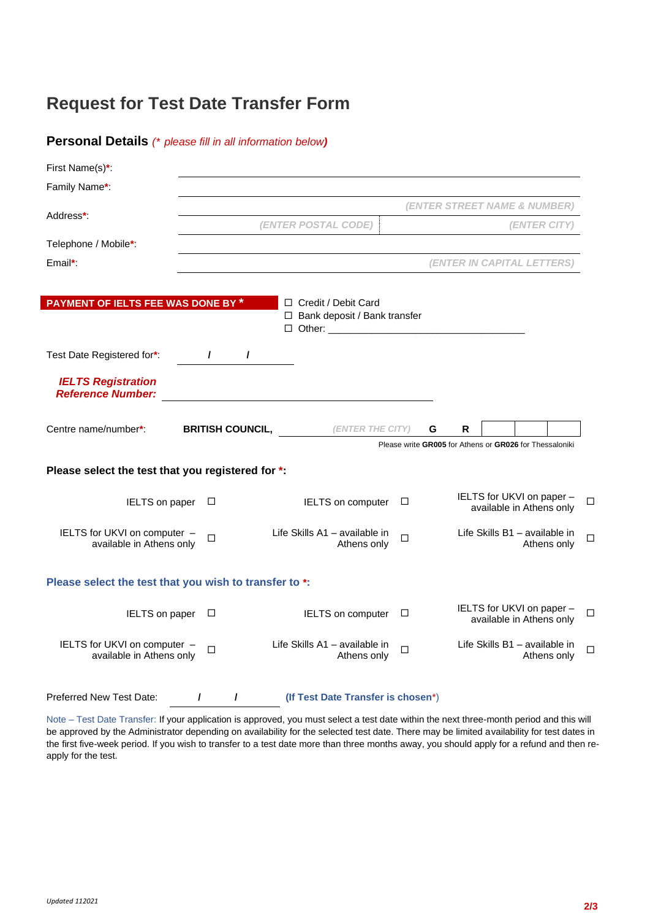# Request for Test Date Transfer Form

## Personal Details *(* please fill in all information below)*

First Name(s)*: ______________________________

Family Name*: ______________________________

Address*: *(ENTER STREET NAME & NUMBER)* ______________________________

*(ENTER POSTAL CODE)* ______________ *(ENTER CITY)* ______________

Telephone / Mobile*: ______________________________

Email*: *(ENTER IN CAPITAL LETTERS)* ______________________________

**PAYMENT OF IELTS FEE WAS DONE BY ***

- ☐ Credit / Debit Card
- ☐ Bank deposit / Bank transfer
- ☐ Other: ______________________________

Test Date Registered for*: ____ / ____ / ____

***IELTS Registration Reference Number:*** ______________________________

Centre name/number*: **BRITISH COUNCIL,** *(ENTER THE CITY)* **G R** ☐☐☐

Please write **GR005** for Athens or **GR026** for Thessaloniki

**Please select the test that you registered for *:**

| | | |
|---|---|---|
| IELTS on paper ☐ | IELTS on computer ☐ | IELTS for UKVI on paper – available in Athens only ☐ |
| IELTS for UKVI on computer – available in Athens only ☐ | Life Skills A1 – available in Athens only ☐ | Life Skills B1 – available in Athens only ☐ |

**Please select the test that you wish to transfer to *:**

| | | |
|---|---|---|
| IELTS on paper ☐ | IELTS on computer ☐ | IELTS for UKVI on paper – available in Athens only ☐ |
| IELTS for UKVI on computer – available in Athens only ☐ | Life Skills A1 – available in Athens only ☐ | Life Skills B1 – available in Athens only ☐ |

Preferred New Test Date: ____ / ____ / ____ **(If Test Date Transfer is chosen*)**

Note – Test Date Transfer: If your application is approved, you must select a test date within the next three-month period and this will be approved by the Administrator depending on availability for the selected test date. There may be limited availability for test dates in the first five-week period. If you wish to transfer to a test date more than three months away, you should apply for a refund and then re-apply for the test.

*Updated 112021*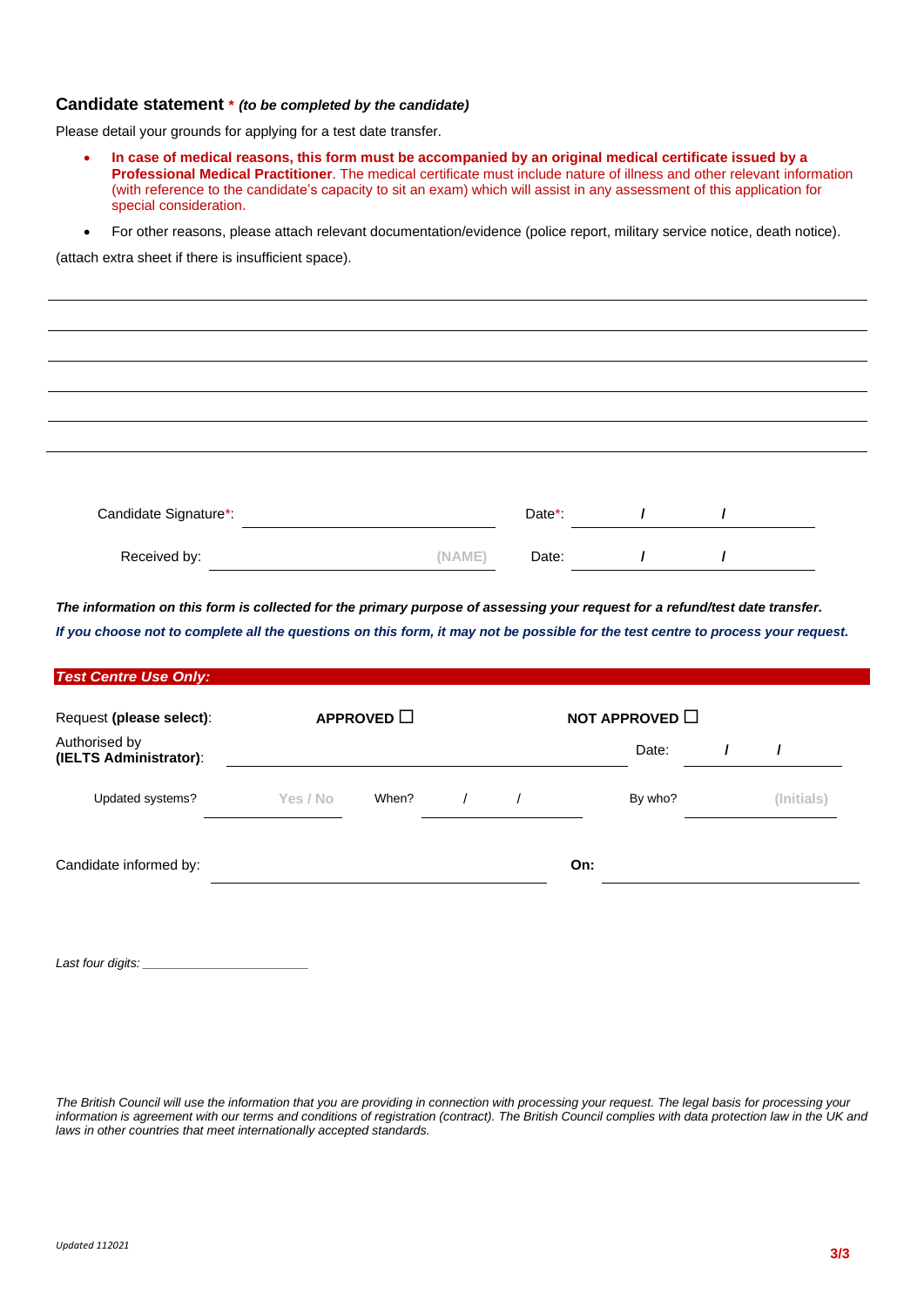## Candidate statement * *(to be completed by the candidate)*

Please detail your grounds for applying for a test date transfer.

- **In case of medical reasons, this form must be accompanied by an original medical certificate issued by a Professional Medical Practitioner**. The medical certificate must include nature of illness and other relevant information (with reference to the candidate's capacity to sit an exam) which will assist in any assessment of this application for special consideration.
- For other reasons, please attach relevant documentation/evidence (police report, military service notice, death notice).

(attach extra sheet if there is insufficient space).

\_\_\_\_\_\_\_\_\_\_\_\_\_\_\_\_\_\_\_\_\_\_\_\_\_\_\_\_\_\_\_\_\_\_\_\_\_\_\_\_\_\_\_\_\_\_\_\_\_\_\_\_\_\_\_\_\_\_\_\_\_\_\_\_\_\_\_\_\_\_

\_\_\_\_\_\_\_\_\_\_\_\_\_\_\_\_\_\_\_\_\_\_\_\_\_\_\_\_\_\_\_\_\_\_\_\_\_\_\_\_\_\_\_\_\_\_\_\_\_\_\_\_\_\_\_\_\_\_\_\_\_\_\_\_\_\_\_\_\_\_

\_\_\_\_\_\_\_\_\_\_\_\_\_\_\_\_\_\_\_\_\_\_\_\_\_\_\_\_\_\_\_\_\_\_\_\_\_\_\_\_\_\_\_\_\_\_\_\_\_\_\_\_\_\_\_\_\_\_\_\_\_\_\_\_\_\_\_\_\_\_

\_\_\_\_\_\_\_\_\_\_\_\_\_\_\_\_\_\_\_\_\_\_\_\_\_\_\_\_\_\_\_\_\_\_\_\_\_\_\_\_\_\_\_\_\_\_\_\_\_\_\_\_\_\_\_\_\_\_\_\_\_\_\_\_\_\_\_\_\_\_

\_\_\_\_\_\_\_\_\_\_\_\_\_\_\_\_\_\_\_\_\_\_\_\_\_\_\_\_\_\_\_\_\_\_\_\_\_\_\_\_\_\_\_\_\_\_\_\_\_\_\_\_\_\_\_\_\_\_\_\_\_\_\_\_\_\_\_\_\_\_

\_\_\_\_\_\_\_\_\_\_\_\_\_\_\_\_\_\_\_\_\_\_\_\_\_\_\_\_\_\_\_\_\_\_\_\_\_\_\_\_\_\_\_\_\_\_\_\_\_\_\_\_\_\_\_\_\_\_\_\_\_\_\_\_\_\_\_\_\_\_

Candidate Signature*: \_\_\_\_\_\_\_\_\_\_\_\_\_\_\_\_\_\_\_\_\_\_\_\_ Date*: \_\_\_\_ / \_\_\_\_ / \_\_\_\_

Received by: \_\_\_\_\_\_\_\_\_\_\_\_\_\_\_\_\_\_\_\_\_\_\_\_ (NAME) Date: \_\_\_\_ / \_\_\_\_ / \_\_\_\_

***The information on this form is collected for the primary purpose of assessing your request for a refund/test date transfer.***

***If you choose not to complete all the questions on this form, it may not be possible for the test centre to process your request.***

### *Test Centre Use Only:*

Request **(please select)**: **APPROVED** ☐ **NOT APPROVED** ☐

Authorised by **(IELTS Administrator)**: \_\_\_\_\_\_\_\_\_\_\_\_\_\_\_\_\_\_\_\_\_\_\_\_ Date: \_\_\_\_ / \_\_\_\_ / \_\_\_\_

Updated systems? Yes / No When? \_\_\_\_ / \_\_\_\_ / \_\_\_\_ By who? \_\_\_\_\_\_\_\_ (Initials)

Candidate informed by: \_\_\_\_\_\_\_\_\_\_\_\_\_\_\_\_\_\_\_\_\_\_\_\_ **On:** \_\_\_\_\_\_\_\_\_\_\_\_\_\_\_\_\_\_\_\_\_\_\_\_

*Last four digits:* \_\_\_\_\_\_\_\_\_\_\_\_\_\_\_\_\_\_\_\_\_\_\_\_

*The British Council will use the information that you are providing in connection with processing your request. The legal basis for processing your information is agreement with our terms and conditions of registration (contract). The British Council complies with data protection law in the UK and laws in other countries that meet internationally accepted standards.*

*Updated 112021*